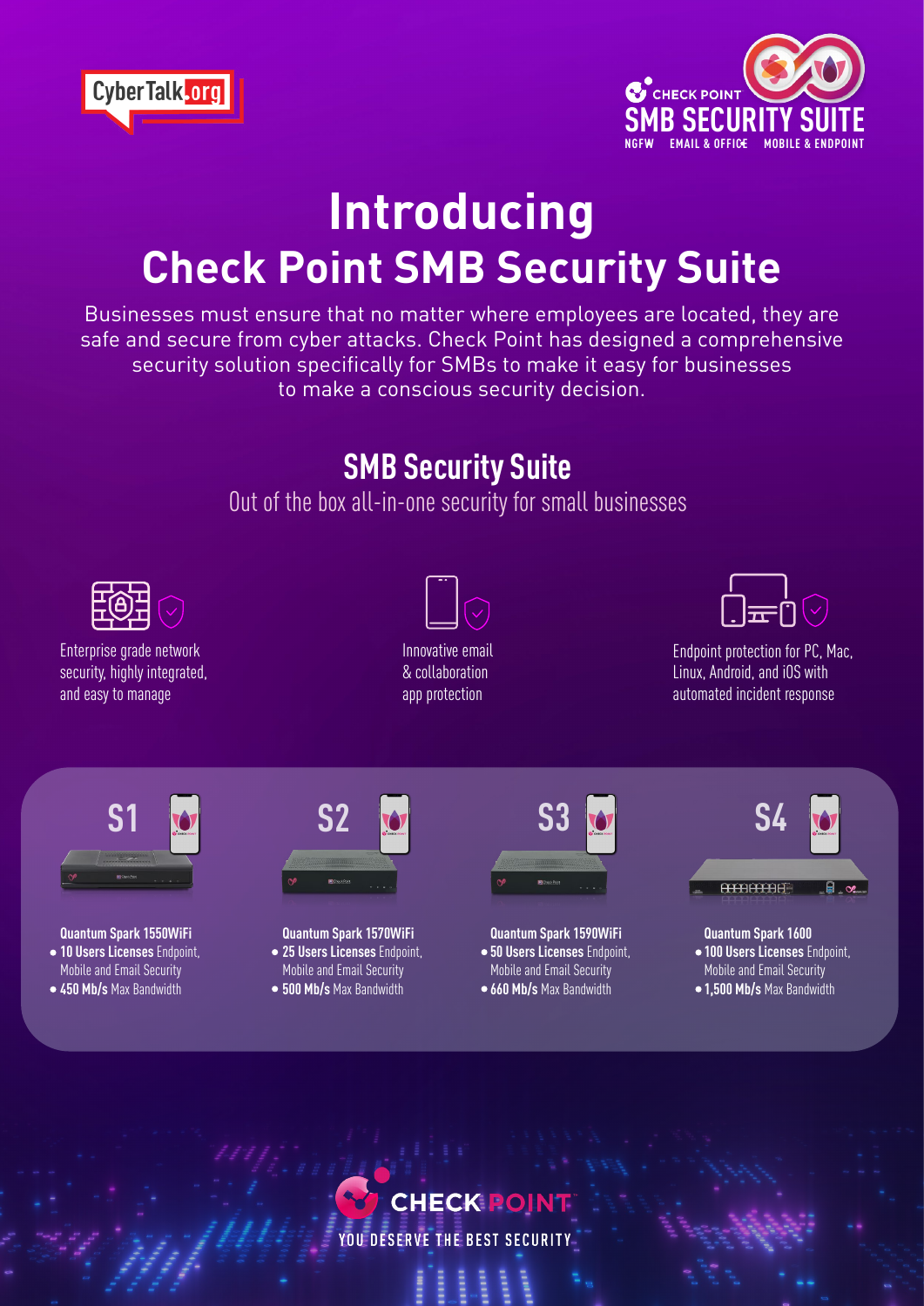CyberTalk.org

CHECK POINT SMB SECURITY SUITE
NGFW EMAIL & OFFICE MOBILE & ENDPOINT

# Introducing Check Point SMB Security Suite

Businesses must ensure that no matter where employees are located, they are safe and secure from cyber attacks. Check Point has designed a comprehensive security solution specifically for SMBs to make it easy for businesses to make a conscious security decision.

## SMB Security Suite

Out of the box all-in-one security for small businesses

Enterprise grade network security, highly integrated, and easy to manage

Innovative email & collaboration app protection

Endpoint protection for PC, Mac, Linux, Android, and iOS with automated incident response

### S1

**Quantum Spark 1550WiFi**

- **10 Users Licenses** Endpoint, Mobile and Email Security
- **450 Mb/s** Max Bandwidth

### S2

**Quantum Spark 1570WiFi**

- **25 Users Licenses** Endpoint, Mobile and Email Security
- **500 Mb/s** Max Bandwidth

### S3

**Quantum Spark 1590WiFi**

- **50 Users Licenses** Endpoint, Mobile and Email Security
- **660 Mb/s** Max Bandwidth

### S4

**Quantum Spark 1600**

- **100 Users Licenses** Endpoint, Mobile and Email Security
- **1,500 Mb/s** Max Bandwidth

CHECK POINT
YOU DESERVE THE BEST SECURITY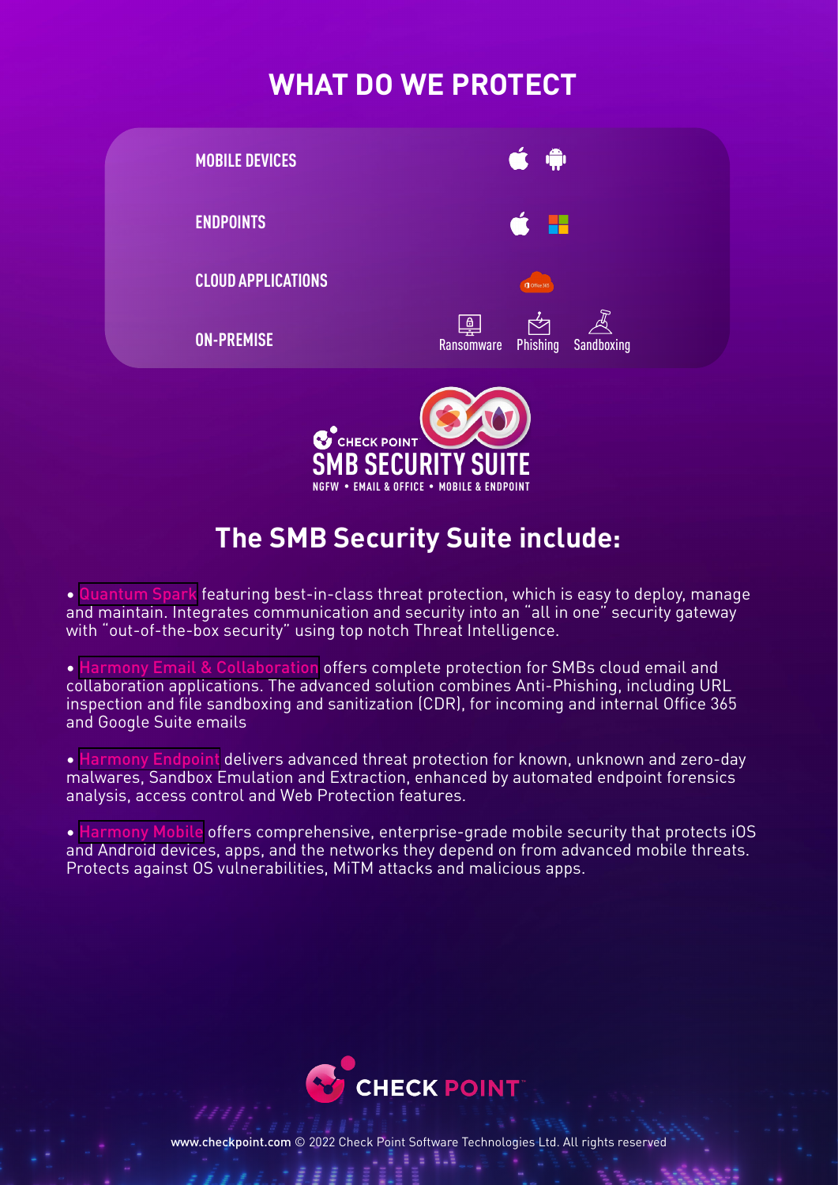# WHAT DO WE PROTECT

MOBILE DEVICES

ENDPOINTS

CLOUD APPLICATIONS

ON-PREMISE

Ransomware Phishing Sandboxing

CHECK POINT
SMB SECURITY SUITE
NGFW • EMAIL & OFFICE • MOBILE & ENDPOINT

## The SMB Security Suite include:

- Quantum Spark featuring best-in-class threat protection, which is easy to deploy, manage and maintain. Integrates communication and security into an "all in one" security gateway with "out-of-the-box security" using top notch Threat Intelligence.

- Harmony Email & Collaboration offers complete protection for SMBs cloud email and collaboration applications. The advanced solution combines Anti-Phishing, including URL inspection and file sandboxing and sanitization (CDR), for incoming and internal Office 365 and Google Suite emails

- Harmony Endpoint delivers advanced threat protection for known, unknown and zero-day malwares, Sandbox Emulation and Extraction, enhanced by automated endpoint forensics analysis, access control and Web Protection features.

- Harmony Mobile offers comprehensive, enterprise-grade mobile security that protects iOS and Android devices, apps, and the networks they depend on from advanced mobile threats. Protects against OS vulnerabilities, MiTM attacks and malicious apps.

CHECK POINT

www.checkpoint.com © 2022 Check Point Software Technologies Ltd. All rights reserved